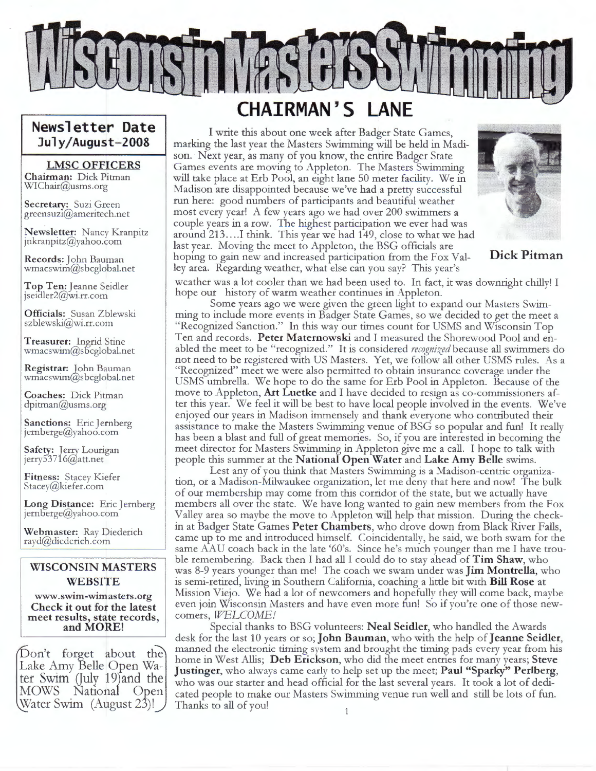# Wisconsin Masters Swimming

## Newsletter Date July/August–2008

**LMSC OFFICERS**

**Chairman:** Dick Pitman
WIChair@usms.org

**Secretary:** Suzi Green
greensuzi@ameritech.net

**Newsletter:** Nancy Kranpitz
jnkranpitz@yahoo.com

**Records:** John Bauman
wmacswim@sbcglobal.net

**Top Ten:** Jeanne Seidler
jseidler2@wi.rr.com

**Officials:** Susan Zblewski
szblewski@wi.rr.com

**Treasurer:** Ingrid Stine
wmacswim@sbcglobal.net

**Registrar:** John Bauman
wmacswim@sbcglobal.net

**Coaches:** Dick Pitman
dpitman@usms.org

**Sanctions:** Eric Jernberg
jernberge@yahoo.com

**Safety:** Jerry Lourigan
jerry53716@att.net

**Fitness:** Stacey Kiefer
Stacey@kiefer.com

**Long Distance:** Eric Jernberg
jernberge@yahoo.com

**Webmaster:** Ray Diederich
rayd@diederich.com

**WISCONSIN MASTERS WEBSITE**

**www.swim-wimasters.org**
**Check it out for the latest meet results, state records, and MORE!**

Don't forget about the Lake Amy Belle Open Water Swim (July 19) and the MOWS National Open Water Swim (August 23)!

## CHAIRMAN'S LANE

**Dick Pitman**

I write this about one week after Badger State Games, marking the last year the Masters Swimming will be held in Madison. Next year, as many of you know, the entire Badger State Games events are moving to Appleton. The Masters Swimming will take place at Erb Pool, an eight lane 50 meter facility. We in Madison are disappointed because we've had a pretty successful run here: good numbers of participants and beautiful weather most every year! A few years ago we had over 200 swimmers a couple years in a row. The highest participation we ever had was around 213….I think. This year we had 149, close to what we had last year. Moving the meet to Appleton, the BSG officials are hoping to gain new and increased participation from the Fox Valley area. Regarding weather, what else can you say? This year's weather was a lot cooler than we had been used to. In fact, it was downright chilly! I hope our history of warm weather continues in Appleton.

Some years ago we were given the green light to expand our Masters Swimming to include more events in Badger State Games, so we decided to get the meet a "Recognized Sanction." In this way our times count for USMS and Wisconsin Top Ten and records. **Peter Maternowski** and I measured the Shorewood Pool and enabled the meet to be "recognized." It is considered *recognized* because all swimmers do not need to be registered with US Masters. Yet, we follow all other USMS rules. As a "Recognized" meet we were also permitted to obtain insurance coverage under the USMS umbrella. We hope to do the same for Erb Pool in Appleton. Because of the move to Appleton, **Art Luetke** and I have decided to resign as co-commissioners after this year. We feel it will be best to have local people involved in the events. We've enjoyed our years in Madison immensely and thank everyone who contributed their assistance to make the Masters Swimming venue of BSG so popular and fun! It really has been a blast and full of great memories. So, if you are interested in becoming the meet director for Masters Swimming in Appleton give me a call. I hope to talk with people this summer at the **National Open Water** and **Lake Amy Belle** swims.

Lest any of you think that Masters Swimming is a Madison-centric organization, or a Madison-Milwaukee organization, let me deny that here and now! The bulk of our membership may come from this corridor of the state, but we actually have members all over the state. We have long wanted to gain new members from the Fox Valley area so maybe the move to Appleton will help that mission. During the check-in at Badger State Games **Peter Chambers**, who drove down from Black River Falls, came up to me and introduced himself. Coincidentally, he said, we both swam for the same AAU coach back in the late '60's. Since he's much younger than me I have trouble remembering. Back then I had all I could do to stay ahead of **Tim Shaw**, who was 8-9 years younger than me! The coach we swam under was **Jim Montrella**, who is semi-retired, living in Southern California, coaching a little bit with **Bill Rose** at Mission Viejo. We had a lot of newcomers and hopefully they will come back, maybe even join Wisconsin Masters and have even more fun! So if you're one of those newcomers, *WELCOME!*

Special thanks to BSG volunteers: **Neal Seidler**, who handled the Awards desk for the last 10 years or so; **John Bauman**, who with the help of **Jeanne Seidler**, manned the electronic timing system and brought the timing pads every year from his home in West Allis; **Deb Erickson**, who did the meet entries for many years; **Steve Justinger**, who always came early to help set up the meet; **Paul "Sparky" Perlberg**, who was our starter and head official for the last several years. It took a lot of dedicated people to make our Masters Swimming venue run well and still be lots of fun. Thanks to all of you!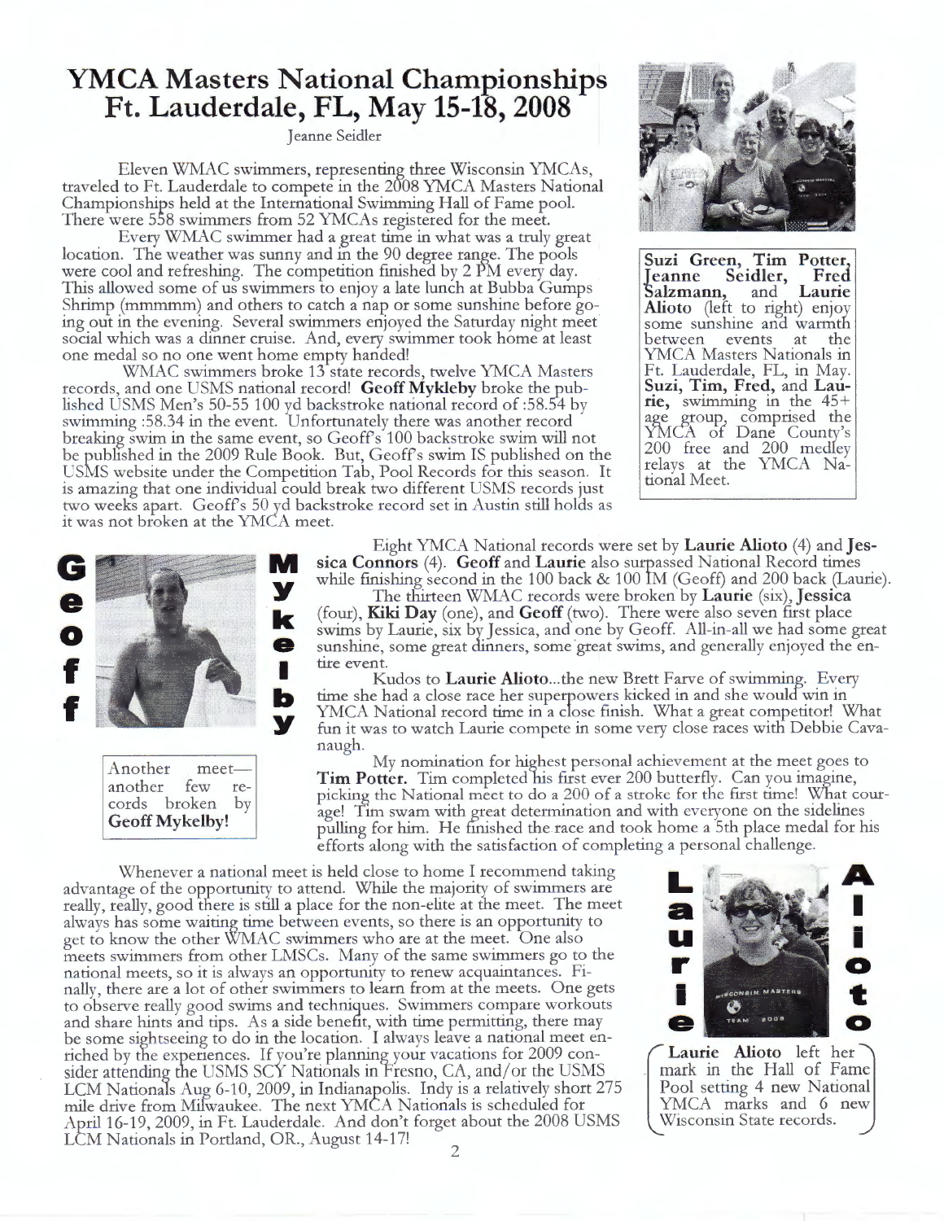# YMCA Masters National Championships Ft. Lauderdale, FL, May 15-18, 2008

Jeanne Seidler

Eleven WMAC swimmers, representing three Wisconsin YMCAs, traveled to Ft. Lauderdale to compete in the 2008 YMCA Masters National Championships held at the International Swimming Hall of Fame pool. There were 558 swimmers from 52 YMCAs registered for the meet.

Every WMAC swimmer had a great time in what was a truly great location. The weather was sunny and in the 90 degree range. The pools were cool and refreshing. The competition finished by 2 PM every day. This allowed some of us swimmers to enjoy a late lunch at Bubba Gumps Shrimp (mmmmm) and others to catch a nap or some sunshine before going out in the evening. Several swimmers enjoyed the Saturday night meet social which was a dinner cruise. And, every swimmer took home at least one medal so no one went home empty handed!

WMAC swimmers broke 13 state records, twelve YMCA Masters records, and one USMS national record! **Geoff Mykleby** broke the published USMS Men's 50-55 100 yd backstroke national record of :58.54 by swimming :58.34 in the event. Unfortunately there was another record breaking swim in the same event, so Geoff's 100 backstroke swim will not be published in the 2009 Rule Book. But, Geoff's swim IS published on the USMS website under the Competition Tab, Pool Records for this season. It is amazing that one individual could break two different USMS records just two weeks apart. Geoff's 50 yd backstroke record set in Austin still holds as it was not broken at the YMCA meet.

**Suzi Green, Tim Potter, Jeanne Seidler, Fred Salzmann,** and **Laurie Alioto** (left to right) enjoy some sunshine and warmth between events at the YMCA Masters Nationals in Ft. Lauderdale, FL, in May. **Suzi, Tim, Fred,** and **Laurie,** swimming in the 45+ age group, comprised the YMCA of Dane County's 200 free and 200 medley relays at the YMCA National Meet.

Eight YMCA National records were set by **Laurie Alioto** (4) and **Jessica Connors** (4). **Geoff** and **Laurie** also surpassed National Record times while finishing second in the 100 back & 100 IM (Geoff) and 200 back (Laurie).

The thirteen WMAC records were broken by **Laurie** (six), **Jessica** (four), **Kiki Day** (one), and **Geoff** (two). There were also seven first place swims by Laurie, six by Jessica, and one by Geoff. All-in-all we had some great sunshine, some great dinners, some great swims, and generally enjoyed the entire event.

Kudos to **Laurie Alioto**...the new Brett Farve of swimming. Every time she had a close race her superpowers kicked in and she would win in YMCA National record time in a close finish. What a great competitor! What fun it was to watch Laurie compete in some very close races with Debbie Cavanaugh.

My nomination for highest personal achievement at the meet goes to **Tim Potter.** Tim completed his first ever 200 butterfly. Can you imagine, picking the National meet to do a 200 of a stroke for the first time! What courage! Tim swam with great determination and with everyone on the sidelines pulling for him. He finished the race and took home a 5th place medal for his efforts along with the satisfaction of completing a personal challenge.

Geoff Mykleby

Another meet—another few records broken by **Geoff Mykelby!**

Whenever a national meet is held close to home I recommend taking advantage of the opportunity to attend. While the majority of swimmers are really, really, good there is still a place for the non-elite at the meet. The meet always has some waiting time between events, so there is an opportunity to get to know the other WMAC swimmers who are at the meet. One also meets swimmers from other LMSCs. Many of the same swimmers go to the national meets, so it is always an opportunity to renew acquaintances. Finally, there are a lot of other swimmers to learn from at the meets. One gets to observe really good swims and techniques. Swimmers compare workouts and share hints and tips. As a side benefit, with time permitting, there may be some sightseeing to do in the location. I always leave a national meet enriched by the experiences. If you're planning your vacations for 2009 consider attending the USMS SCY Nationals in Fresno, CA, and/or the USMS LCM Nationals Aug 6-10, 2009, in Indianapolis. Indy is a relatively short 275 mile drive from Milwaukee. The next YMCA Nationals is scheduled for April 16-19, 2009, in Ft. Lauderdale. And don't forget about the 2008 USMS LCM Nationals in Portland, OR., August 14-17!

Laurie Alioto

**Laurie Alioto** left her mark in the Hall of Fame Pool setting 4 new National YMCA marks and 6 new Wisconsin State records.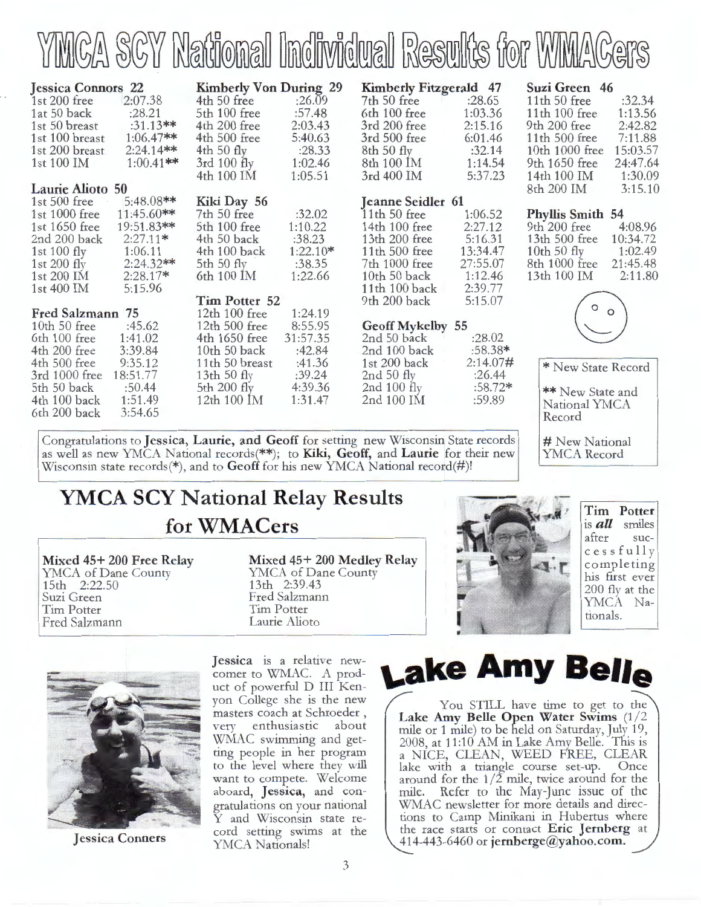# YMCA SCY National Individual Results for WMACers

**Jessica Connors 22**

| | |
|---|---|
| 1st 200 free | 2:07.38 |
| 1at 50 back | :28.21 |
| 1st 50 breast | :31.13** |
| 1st 100 breast | 1:06.47** |
| 1st 200 breast | 2:24.14** |
| 1st 100 IM | 1:00.41** |

**Laurie Alioto 50**

| | |
|---|---|
| 1st 500 free | 5:48.08** |
| 1st 1000 free | 11:45.60** |
| 1st 1650 free | 19:51.83** |
| 2nd 200 back | 2:27.11* |
| 1st 100 fly | 1:06.11 |
| 1st 200 fly | 2:24.32** |
| 1st 200 IM | 2:28.17* |
| 1st 400 IM | 5:15.96 |

**Fred Salzmann 75**

| | |
|---|---|
| 10th 50 free | :45.62 |
| 6th 100 free | 1:41.02 |
| 4th 200 free | 3:39.84 |
| 4th 500 free | 9:35.12 |
| 3rd 1000 free | 18:51.77 |
| 5th 50 back | :50.44 |
| 4th 100 back | 1:51.49 |
| 6th 200 back | 3:54.65 |

**Kimberly Von During 29**

| | |
|---|---|
| 4th 50 free | :26.09 |
| 5th 100 free | :57.48 |
| 4th 200 free | 2:03.43 |
| 4th 500 free | 5:40.63 |
| 4th 50 fly | :28.33 |
| 3rd 100 fly | 1:02.46 |
| 4th 100 IM | 1:05.51 |

**Kiki Day 56**

| | |
|---|---|
| 7th 50 free | :32.02 |
| 5th 100 free | 1:10.22 |
| 4th 50 back | :38.23 |
| 4th 100 back | 1:22.10* |
| 5th 50 fly | :38.35 |
| 6th 100 IM | 1:22.66 |

**Tim Potter 52**

| | |
|---|---|
| 12th 100 free | 1:24.19 |
| 12th 500 free | 8:55.95 |
| 4th 1650 free | 31:57.35 |
| 10th 50 back | :42.84 |
| 11th 50 breast | :41.36 |
| 13th 50 fly | :39.24 |
| 5th 200 fly | 4:39.36 |
| 12th 100 IM | 1:31.47 |

**Kimberly Fitzgerald 47**

| | |
|---|---|
| 7th 50 free | :28.65 |
| 6th 100 free | 1:03.36 |
| 3rd 200 free | 2:15.16 |
| 3rd 500 free | 6:01.46 |
| 8th 50 fly | :32.14 |
| 8th 100 IM | 1:14.54 |
| 3rd 400 IM | 5:37.23 |

**Jeanne Seidler 61**

| | |
|---|---|
| 11th 50 free | 1:06.52 |
| 14th 100 free | 2:27.12 |
| 13th 200 free | 5:16.31 |
| 11th 500 free | 13:34.47 |
| 7th 1000 free | 27:55.07 |
| 10th 50 back | 1:12.46 |
| 11th 100 back | 2:39.77 |
| 9th 200 back | 5:15.07 |

**Geoff Mykelby 55**

| | |
|---|---|
| 2nd 50 back | :28.02 |
| 2nd 100 back | :58.38* |
| 1st 200 back | 2:14.07# |
| 2nd 50 fly | :26.44 |
| 2nd 100 fly | :58.72* |
| 2nd 100 IM | :59.89 |

**Suzi Green 46**

| | |
|---|---|
| 11th 50 free | :32.34 |
| 11th 100 free | 1:13.56 |
| 9th 200 free | 2:42.82 |
| 11th 500 free | 7:11.88 |
| 10th 1000 free | 15:03.57 |
| 9th 1650 free | 24:47.64 |
| 14th 100 IM | 1:30.09 |
| 8th 200 IM | 3:15.10 |

**Phyllis Smith 54**

| | |
|---|---|
| 9th 200 free | 4:08.96 |
| 13th 500 free | 10:34.72 |
| 10th 50 fly | 1:02.49 |
| 8th 1000 free | 21:45.48 |
| 13th 100 IM | 2:11.80 |

\* New State Record

** New State and National YMCA Record

# New National YMCA Record

Congratulations to **Jessica, Laurie, and Geoff** for setting new Wisconsin State records as well as new YMCA National records(**); to **Kiki, Geoff,** and **Laurie** for their new Wisconsin state records(*), and to **Geoff** for his new YMCA National record(#)!

## YMCA SCY National Relay Results for WMACers

**Mixed 45+ 200 Free Relay**
YMCA of Dane County
15th 2:22.50
Suzi Green
Tim Potter
Fred Salzmann

**Mixed 45+ 200 Medley Relay**
YMCA of Dane County
13th 2:39.43
Fred Salzmann
Tim Potter
Laurie Alioto

**Tim Potter** is ***all*** smiles after successfully completing his first ever 200 fly at the YMCA Nationals.

Jessica Conners

**Jessica** is a relative newcomer to WMAC. A product of powerful D III Kenyon College she is the new masters coach at Schroeder , very enthusiastic about WMAC swimming and getting people in her program to the level where they will want to compete. Welcome aboard, **Jessica,** and congratulations on your national Y and Wisconsin state record setting swims at the YMCA Nationals!

# Lake Amy Belle

You STILL have time to get to the **Lake Amy Belle Open Water Swims** (1/2 mile or 1 mile) to be held on Saturday, July 19, 2008, at 11:10 AM in Lake Amy Belle. This is a NICE, CLEAN, WEED FREE, CLEAR lake with a triangle course set-up. Once around for the 1/2 mile, twice around for the mile. Refer to the May-June issue of the WMAC newsletter for more details and directions to Camp Minikani in Hubertus where the race starts or contact **Eric Jernberg** at 414-443-6460 or **jernberge@yahoo.com.**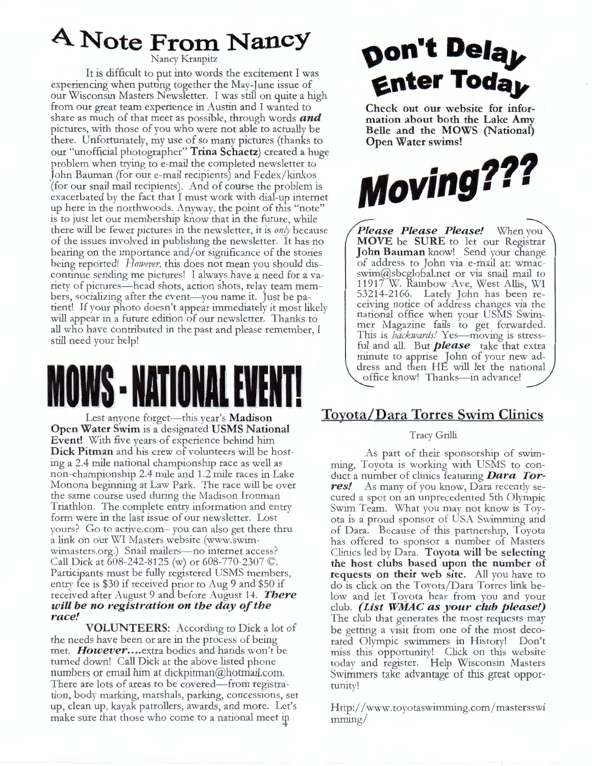# A Note From Nancy

Nancy Kranpitz

It is difficult to put into words the excitement I was experiencing when putting together the May-June issue of our Wisconsin Masters Newsletter. I was still on quite a high from our great team experience in Austin and I wanted to share as much of that meet as possible, through words ***and*** pictures, with those of you who were not able to actually be there. Unfortunately, my use of so many pictures (thanks to our "unofficial photographer" **Trina Schaetz**) created a huge problem when trying to e-mail the completed newsletter to John Bauman (for our e-mail recipients) and Fedex/kinkos (for our snail mail recipients). And of course the problem is exacerbated by the fact that I must work with dial-up internet up here in the northwoods. Anyway, the point of this "note" is to just let our membership know that in the future, while there will be fewer pictures in the newsletter, it is *only* because of the issues involved in publishing the newsletter. It has no bearing on the importance and/or significance of the stories being reported! *However*, this does not mean you should discontinue sending me pictures! I always have a need for a variety of pictures—head shots, action shots, relay team members, socializing after the event—you name it. Just be patient! If your photo doesn't appear immediately it most likely will appear in a future edition of our newsletter. Thanks to all who have contributed in the past and please remember, I still need your help!

# MOWS - NATIONAL EVENT!

Lest anyone forget—this year's **Madison Open Water Swim** is a designated **USMS National Event!** With five years of experience behind him **Dick Pitman** and his crew of volunteers will be hosting a 2.4 mile national championship race as well as non-championship 2.4 mile and 1.2 mile races in Lake Monona beginning at Law Park. The race will be over the same course used during the Madison Ironman Triathlon. The complete entry information and entry form were in the last issue of our newsletter. Lost yours? Go to active.com– you can also get there thru a link on our WI Masters website (www.swim-wimasters.org.) Snail mailers—no internet access? Call Dick at 608-242-8125 (w) or 608-770-2307 ©. Participants must be fully registered USMS members, entry fee is $30 if received prior to Aug 9 and $50 if received after August 9 and before August 14. ***There will be no registration on the day of the race!***

**VOLUNTEERS**: According to Dick a lot of the needs have been or are in the process of being met. ***However....***extra bodies and hands won't be turned down! Call Dick at the above listed phone numbers or email him at dickpitman@hotmail.com. There are lots of areas to be covered—from registration, body marking, marshals, parking, concessions, set up, clean up, kayak patrollers, awards, and more. Let's make sure that those who come to a national meet in

# Don't Delay Enter Today

**Check out our website for information about both the Lake Amy Belle and the MOWS (National) Open Water swims!**

# Moving???

***Please Please Please!*** When you **MOVE** be **SURE** to let our Registrar **John Bauman** know! Send your change of address to John via e-mail at: wmacswim@sbcglobal.net or via snail mail to 11917 W. Rainbow Ave, West Allis, WI 53214-2166. Lately John has been receiving notice of address changes via the national office when your USMS Swimmer Magazine fails to get forwarded. This is *backwards!* Yes—moving is stressful and all. But ***please*** take that extra minute to apprise John of your new address and then HE will let the national office know! Thanks—in advance!

## Toyota/Dara Torres Swim Clinics

Tracy Grilli

As part of their sponsorship of swimming, Toyota is working with USMS to conduct a number of clinics featuring ***Dara Torres!*** As many of you know, Dara recently secured a spot on an unprecedented 5th Olympic Swim Team. What you may not know is Toyota is a proud sponsor of USA Swimming and of Dara. Because of this partnership, Toyota has offered to sponsor a number of Masters Clinics led by Dara. **Toyota will be selecting the host clubs based upon the number of requests on their web site.** All you have to do is click on the Toyota/Dara Torres link below and let Toyota hear from you and your club. ***(List WMAC as your club please!)*** The club that generates the most requests may be getting a visit from one of the most decorated Olympic swimmers in History! Don't miss this opportunity! Click on this website today and register. Help Wisconsin Masters Swimmers take advantage of this great opportunity!

Http://www.toyotaswimming.com/mastersswimming/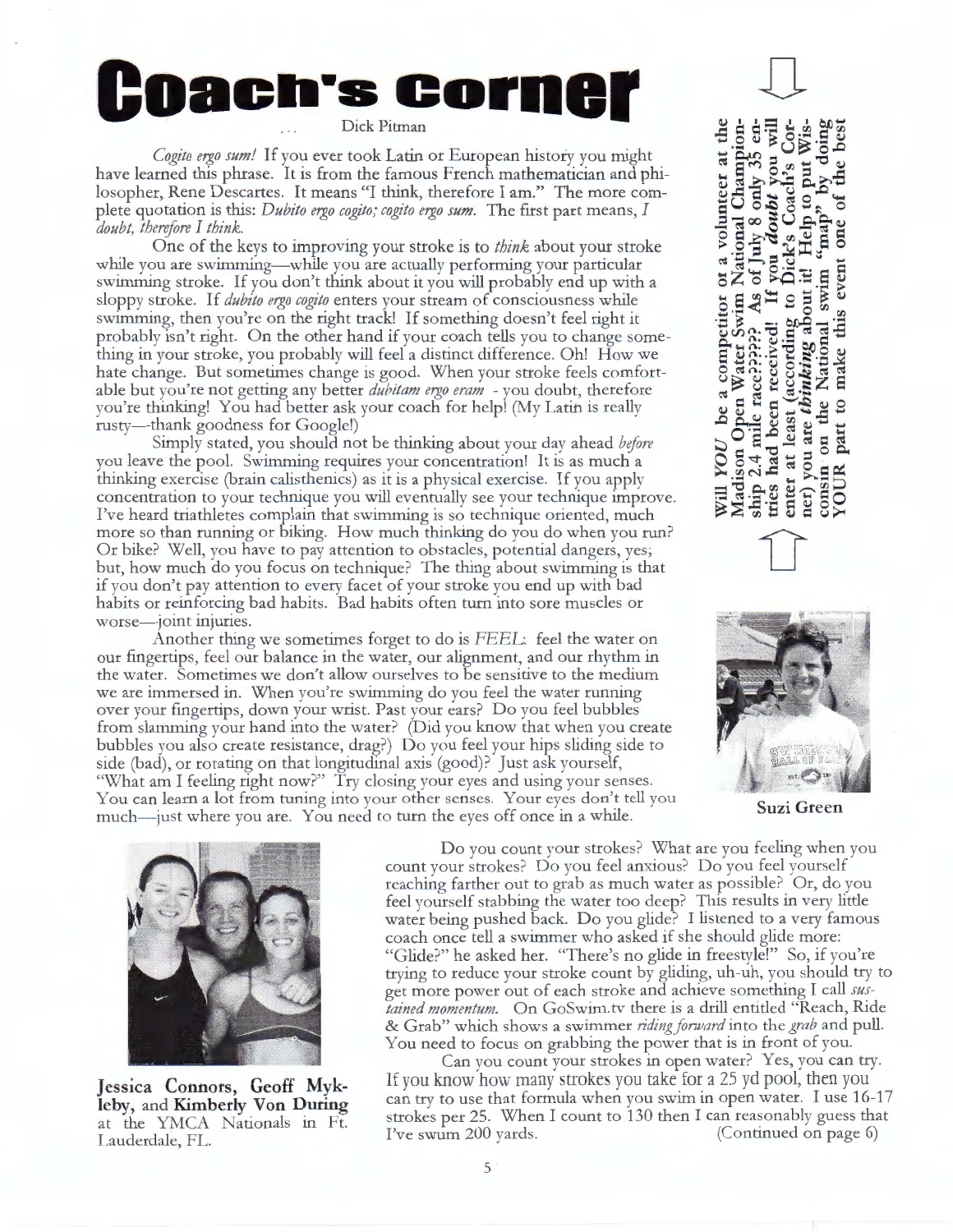# Coach's Corner

... Dick Pitman

*Cogito ergo sum!* If you ever took Latin or European history you might have learned this phrase. It is from the famous French mathematician and philosopher, Rene Descartes. It means "I think, therefore I am." The more complete quotation is this: *Dubito ergo cogito; cogito ergo sum.* The first part means, *I doubt, therefore I think.*

One of the keys to improving your stroke is to *think* about your stroke while you are swimming—while you are actually performing your particular swimming stroke. If you don't think about it you will probably end up with a sloppy stroke. If *dubito ergo cogito* enters your stream of consciousness while swimming, then you're on the right track! If something doesn't feel right it probably isn't right. On the other hand if your coach tells you to change something in your stroke, you probably will feel a distinct difference. Oh! How we hate change. But sometimes change is good. When your stroke feels comfortable but you're not getting any better *dubitam ergo eram* - you doubt, therefore you're thinking! You had better ask your coach for help! (My Latin is really rusty—thank goodness for Google!)

Simply stated, you should not be thinking about your day ahead *before* you leave the pool. Swimming requires your concentration! It is as much a thinking exercise (brain calisthenics) as it is a physical exercise. If you apply concentration to your technique you will eventually see your technique improve. I've heard triathletes complain that swimming is so technique oriented, much more so than running or biking. How much thinking do you do when you run? Or bike? Well, you have to pay attention to obstacles, potential dangers, yes; but, how much do you focus on technique? The thing about swimming is that if you don't pay attention to every facet of your stroke you end up with bad habits or reinforcing bad habits. Bad habits often turn into sore muscles or worse—joint injuries.

Another thing we sometimes forget to do is *FEEL*: feel the water on our fingertips, feel our balance in the water, our alignment, and our rhythm in the water. Sometimes we don't allow ourselves to be sensitive to the medium we are immersed in. When you're swimming do you feel the water running over your fingertips, down your wrist. Past your ears? Do you feel bubbles from slamming your hand into the water? (Did you know that when you create bubbles you also create resistance, drag?) Do you feel your hips sliding side to side (bad), or rotating on that longitudinal axis (good)? Just ask yourself, "What am I feeling right now?" Try closing your eyes and using your senses. You can learn a lot from tuning into your other senses. Your eyes don't tell you much—just where you are. You need to turn the eyes off once in a while.

**Will *YOU* be a competitor or a volunteer at the Madison Open Water Swim National Championship 2.4 mile race????? As of July 8 only 35 entries had been received! If you *doubt* you will enter at least (according to Dick's Coach's Corner) you are *thinking* about it! Help to put Wisconsin on the National swim "map" by doing YOUR part to make this event one of the best**

**Suzi Green**

**Jessica Connors, Geoff Mykleby,** and **Kimberly Von During** at the YMCA Nationals in Ft. Lauderdale, FL.

Do you count your strokes? What are you feeling when you count your strokes? Do you feel anxious? Do you feel yourself reaching farther out to grab as much water as possible? Or, do you feel yourself stabbing the water too deep? This results in very little water being pushed back. Do you glide? I listened to a very famous coach once tell a swimmer who asked if she should glide more: "Glide?" he asked her. "There's no glide in freestyle!" So, if you're trying to reduce your stroke count by gliding, uh-uh, you should try to get more power out of each stroke and achieve something I call *sustained momentum*. On GoSwim.tv there is a drill entitled "Reach, Ride & Grab" which shows a swimmer *riding forward* into the *grab* and pull. You need to focus on grabbing the power that is in front of you.

Can you count your strokes in open water? Yes, you can try. If you know how many strokes you take for a 25 yd pool, then you can try to use that formula when you swim in open water. I use 16-17 strokes per 25. When I count to 130 then I can reasonably guess that I've swum 200 yards. (Continued on page 6)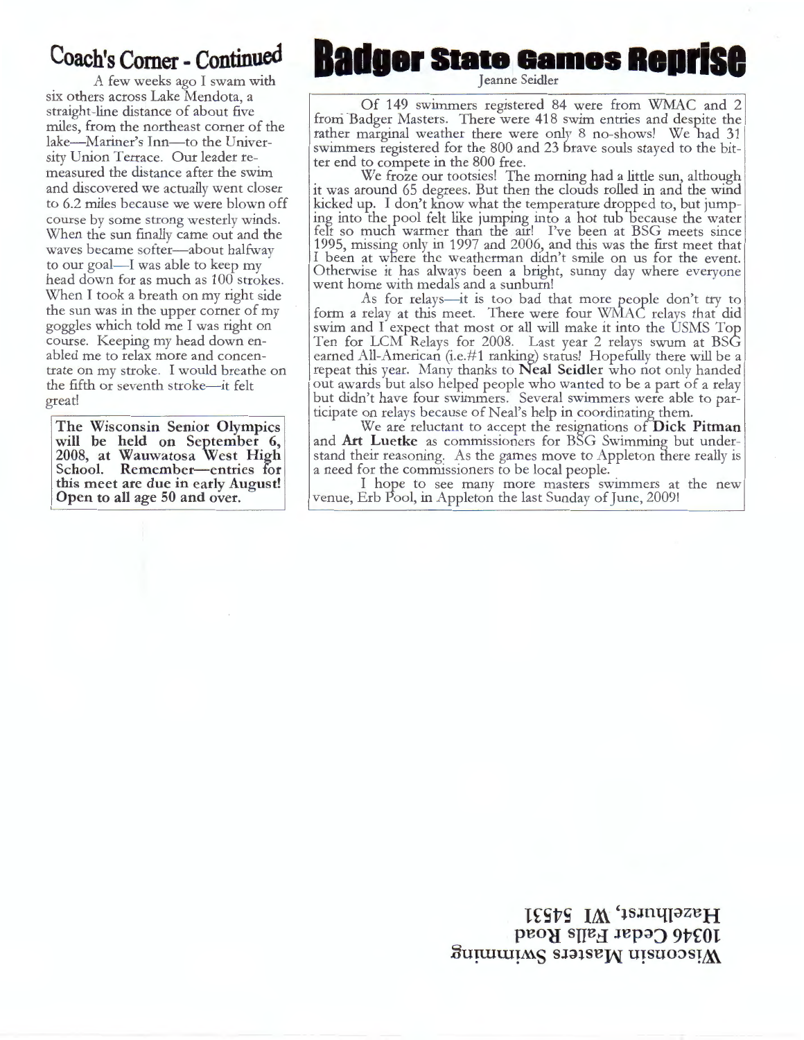## Coach's Corner - Continued

A few weeks ago I swam with six others across Lake Mendota, a straight-line distance of about five miles, from the northeast corner of the lake—Mariner's Inn—to the University Union Terrace. Our leader re-measured the distance after the swim and discovered we actually went closer to 6.2 miles because we were blown off course by some strong westerly winds. When the sun finally came out and the waves became softer—about halfway to our goal—I was able to keep my head down for as much as 100 strokes. When I took a breath on my right side the sun was in the upper corner of my goggles which told me I was right on course. Keeping my head down enabled me to relax more and concentrate on my stroke. I would breathe on the fifth or seventh stroke—it felt great!

**The Wisconsin Senior Olympics will be held on September 6, 2008, at Wauwatosa West High School. Remember—entries for this meet are due in early August! Open to all age 50 and over.**

# Badger State Games Reprise

Jeanne Seidler

Of 149 swimmers registered 84 were from WMAC and 2 from Badger Masters. There were 418 swim entries and despite the rather marginal weather there were only 8 no-shows! We had 31 swimmers registered for the 800 and 23 brave souls stayed to the bitter end to compete in the 800 free.

We froze our tootsies! The morning had a little sun, although it was around 65 degrees. But then the clouds rolled in and the wind kicked up. I don't know what the temperature dropped to, but jumping into the pool felt like jumping into a hot tub because the water felt so much warmer than the air! I've been at BSG meets since 1995, missing only in 1997 and 2006, and this was the first meet that I been at where the weatherman didn't smile on us for the event. Otherwise it has always been a bright, sunny day where everyone went home with medals and a sunburn!

As for relays—it is too bad that more people don't try to form a relay at this meet. There were four WMAC relays that did swim and I expect that most or all will make it into the USMS Top Ten for LCM Relays for 2008. Last year 2 relays swum at BSG earned All-American (i.e.#1 ranking) status! Hopefully there will be a repeat this year. Many thanks to **Neal Seidler** who not only handed out awards but also helped people who wanted to be a part of a relay but didn't have four swimmers. Several swimmers were able to participate on relays because of Neal's help in coordinating them.

We are reluctant to accept the resignations of **Dick Pitman** and **Art Luetke** as commissioners for BSG Swimming but understand their reasoning. As the games move to Appleton there really is a need for the commissioners to be local people.

I hope to see many more masters swimmers at the new venue, Erb Pool, in Appleton the last Sunday of June, 2009!

Wisconsin Masters Swimming
10346 Cedar Falls Road
Hazelhurst, WI 54531